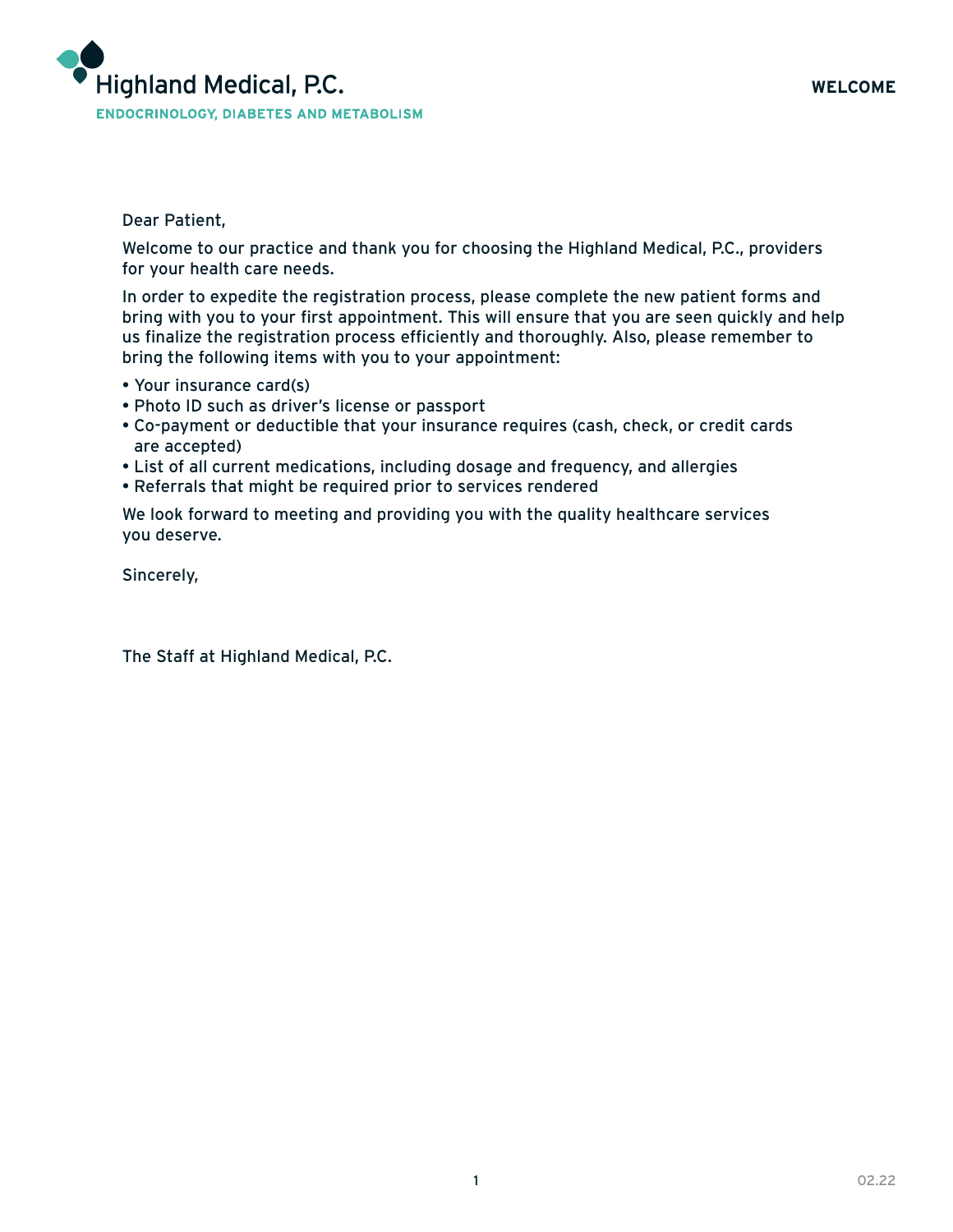# Highland Medical, P.C.

**ENDOCRINOLOGY, DIABETES AND METABOLISM**

**WELCOME**

Dear Patient,

Welcome to our practice and thank you for choosing the Highland Medical, P.C., providers for your health care needs.

In order to expedite the registration process, please complete the new patient forms and bring with you to your first appointment. This will ensure that you are seen quickly and help us finalize the registration process efficiently and thoroughly. Also, please remember to bring the following items with you to your appointment:

- Your insurance card(s)
- Photo ID such as driver's license or passport
- Co-payment or deductible that your insurance requires (cash, check, or credit cards are accepted)
- List of all current medications, including dosage and frequency, and allergies
- Referrals that might be required prior to services rendered

We look forward to meeting and providing you with the quality healthcare services you deserve.

Sincerely,

The Staff at Highland Medical, P.C.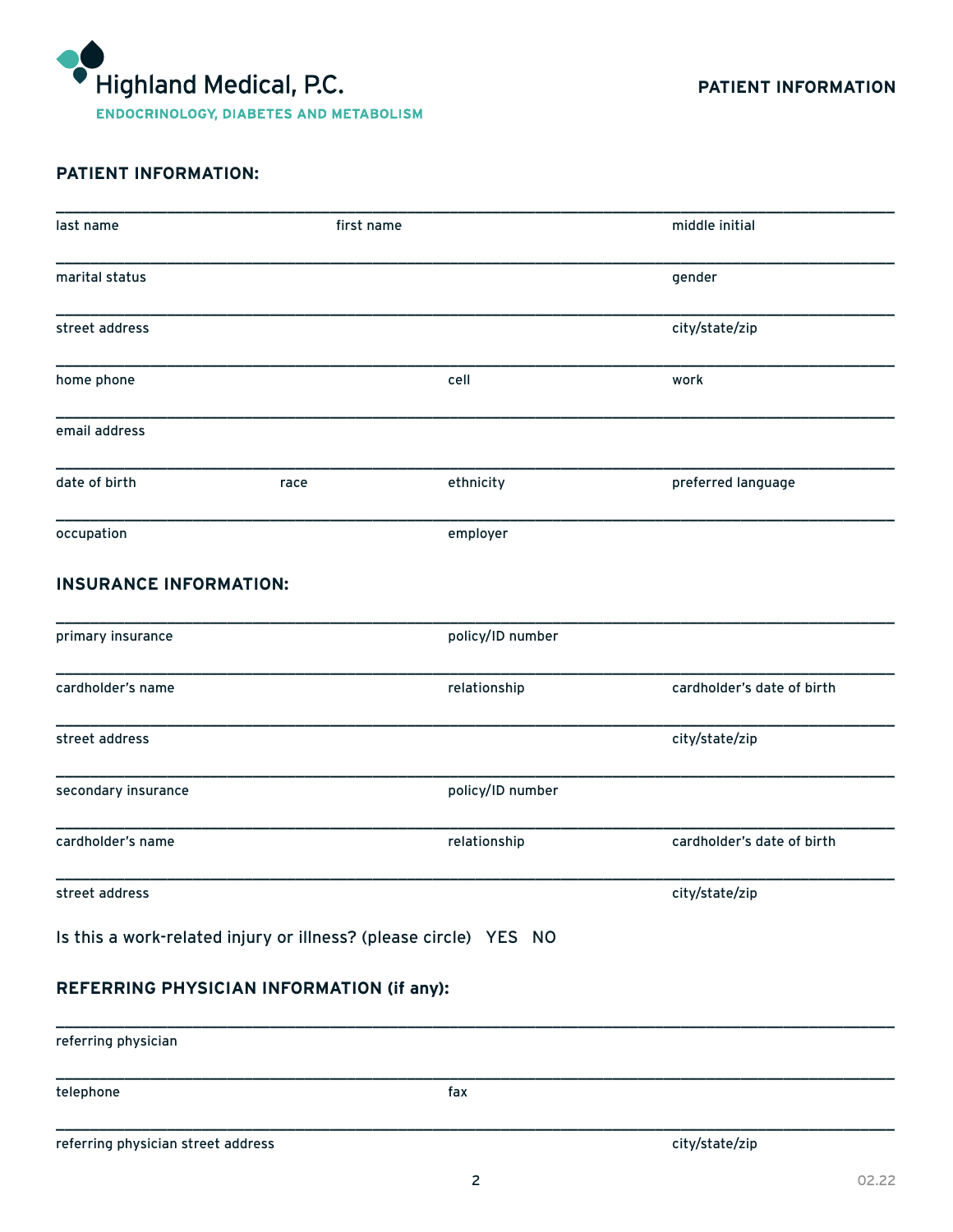Highland Medical, P.C.

ENDOCRINOLOGY, DIABETES AND METABOLISM

**PATIENT INFORMATION**

## PATIENT INFORMATION:

______________________________________________________________________

last name | first name | middle initial

______________________________________________________________________

marital status | gender

______________________________________________________________________

street address | city/state/zip

______________________________________________________________________

home phone | cell | work

______________________________________________________________________

email address

______________________________________________________________________

date of birth | race | ethnicity | preferred language

______________________________________________________________________

occupation | employer

## INSURANCE INFORMATION:

______________________________________________________________________

primary insurance | policy/ID number

______________________________________________________________________

cardholder's name | relationship | cardholder's date of birth

______________________________________________________________________

street address | city/state/zip

______________________________________________________________________

secondary insurance | policy/ID number

______________________________________________________________________

cardholder's name | relationship | cardholder's date of birth

______________________________________________________________________

street address | city/state/zip

Is this a work-related injury or illness? (please circle) YES NO

## REFERRING PHYSICIAN INFORMATION (if any):

______________________________________________________________________

referring physician

______________________________________________________________________

telephone | fax

______________________________________________________________________

referring physician street address | city/state/zip

02.22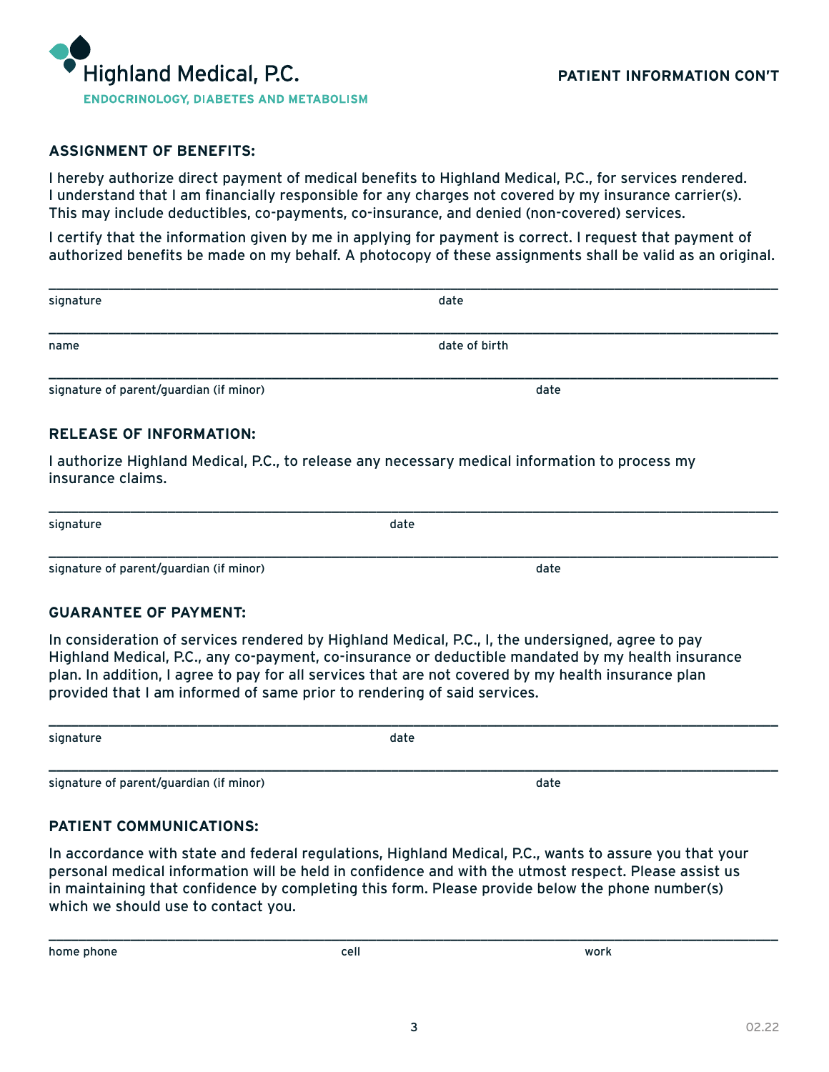Highland Medical, P.C.

ENDOCRINOLOGY, DIABETES AND METABOLISM

PATIENT INFORMATION CON'T

## ASSIGNMENT OF BENEFITS:

I hereby authorize direct payment of medical benefits to Highland Medical, P.C., for services rendered. I understand that I am financially responsible for any charges not covered by my insurance carrier(s). This may include deductibles, co-payments, co-insurance, and denied (non-covered) services.

I certify that the information given by me in applying for payment is correct. I request that payment of authorized benefits be made on my behalf. A photocopy of these assignments shall be valid as an original.

signature ______________________ date ______________________

name ______________________ date of birth ______________________

signature of parent/guardian (if minor) ______________________ date ______________________

## RELEASE OF INFORMATION:

I authorize Highland Medical, P.C., to release any necessary medical information to process my insurance claims.

signature ______________________ date ______________________

signature of parent/guardian (if minor) ______________________ date ______________________

## GUARANTEE OF PAYMENT:

In consideration of services rendered by Highland Medical, P.C., I, the undersigned, agree to pay Highland Medical, P.C., any co-payment, co-insurance or deductible mandated by my health insurance plan. In addition, I agree to pay for all services that are not covered by my health insurance plan provided that I am informed of same prior to rendering of said services.

signature ______________________ date ______________________

signature of parent/guardian (if minor) ______________________ date ______________________

## PATIENT COMMUNICATIONS:

In accordance with state and federal regulations, Highland Medical, P.C., wants to assure you that your personal medical information will be held in confidence and with the utmost respect. Please assist us in maintaining that confidence by completing this form. Please provide below the phone number(s) which we should use to contact you.

home phone ______________________ cell ______________________ work ______________________

02.22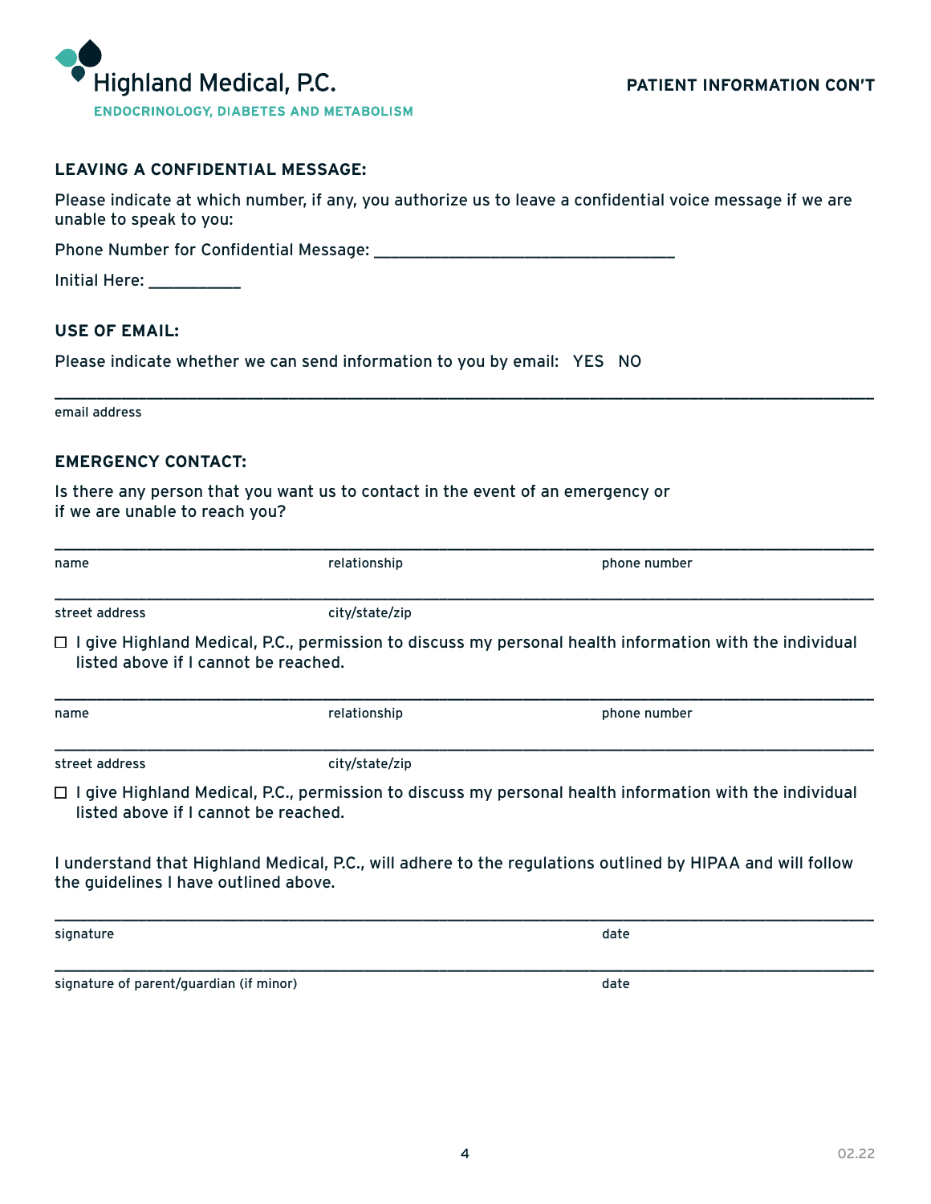Highland Medical, P.C.

ENDOCRINOLOGY, DIABETES AND METABOLISM

**PATIENT INFORMATION CON'T**

## LEAVING A CONFIDENTIAL MESSAGE:

Please indicate at which number, if any, you authorize us to leave a confidential voice message if we are unable to speak to you:

Phone Number for Confidential Message: ______________________________

Initial Here: __________

## USE OF EMAIL:

Please indicate whether we can send information to you by email: YES NO

______________________________________________________________________

email address

## EMERGENCY CONTACT:

Is there any person that you want us to contact in the event of an emergency or if we are unable to reach you?

______________________________________________________________________

name | relationship | phone number

______________________________________________________________________

street address | city/state/zip

☐ I give Highland Medical, P.C., permission to discuss my personal health information with the individual listed above if I cannot be reached.

______________________________________________________________________

name | relationship | phone number

______________________________________________________________________

street address | city/state/zip

☐ I give Highland Medical, P.C., permission to discuss my personal health information with the individual listed above if I cannot be reached.

I understand that Highland Medical, P.C., will adhere to the regulations outlined by HIPAA and will follow the guidelines I have outlined above.

______________________________________________________________________

signature | date

______________________________________________________________________

signature of parent/guardian (if minor) | date

02.22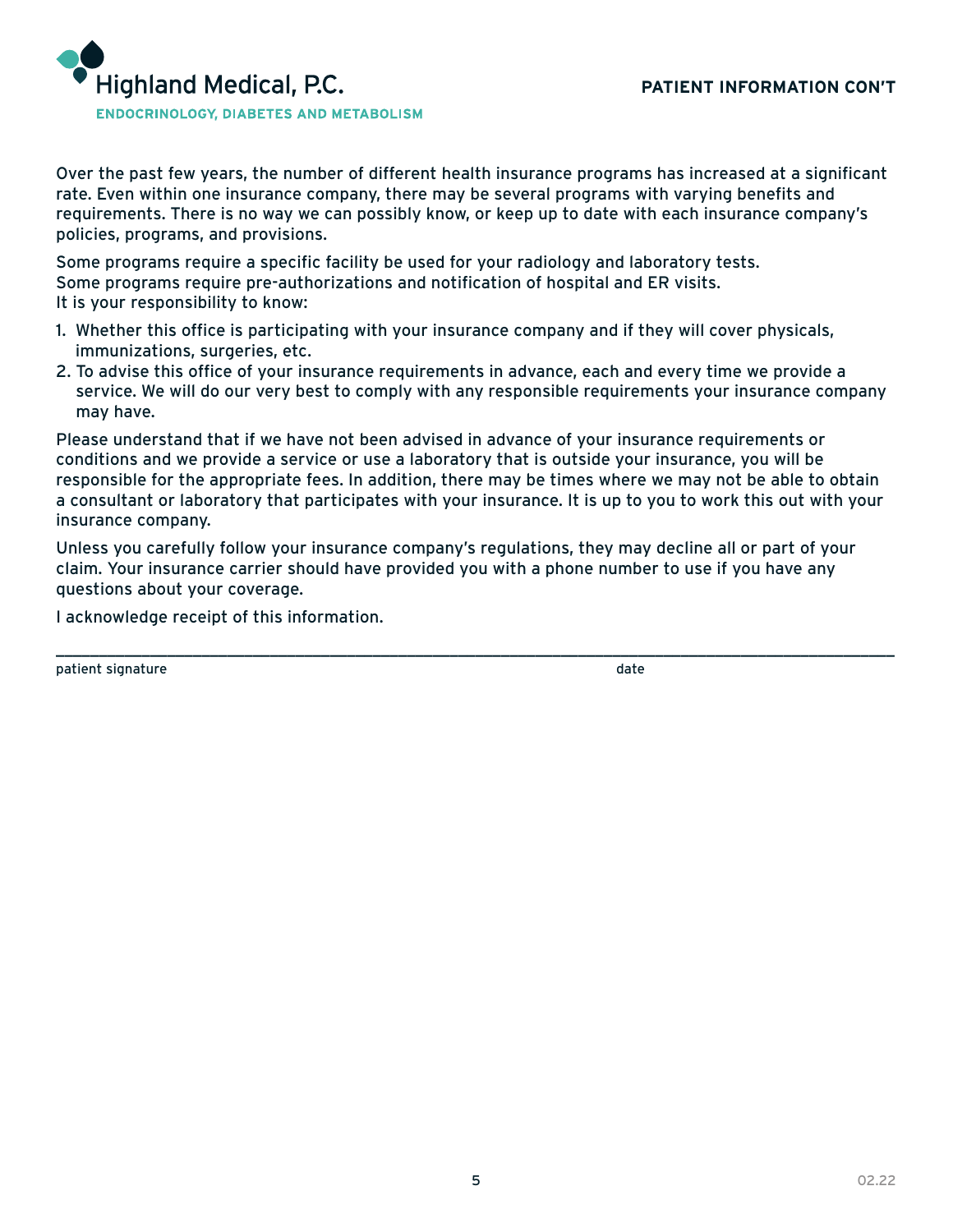Highland Medical, P.C.

ENDOCRINOLOGY, DIABETES AND METABOLISM

## PATIENT INFORMATION CON'T

Over the past few years, the number of different health insurance programs has increased at a significant rate. Even within one insurance company, there may be several programs with varying benefits and requirements. There is no way we can possibly know, or keep up to date with each insurance company's policies, programs, and provisions.

Some programs require a specific facility be used for your radiology and laboratory tests.
Some programs require pre-authorizations and notification of hospital and ER visits.
It is your responsibility to know:

1. Whether this office is participating with your insurance company and if they will cover physicals, immunizations, surgeries, etc.
2. To advise this office of your insurance requirements in advance, each and every time we provide a service. We will do our very best to comply with any responsible requirements your insurance company may have.

Please understand that if we have not been advised in advance of your insurance requirements or conditions and we provide a service or use a laboratory that is outside your insurance, you will be responsible for the appropriate fees. In addition, there may be times where we may not be able to obtain a consultant or laboratory that participates with your insurance. It is up to you to work this out with your insurance company.

Unless you carefully follow your insurance company's regulations, they may decline all or part of your claim. Your insurance carrier should have provided you with a phone number to use if you have any questions about your coverage.

I acknowledge receipt of this information.

______________________________________________________________________________________

patient signature date

02.22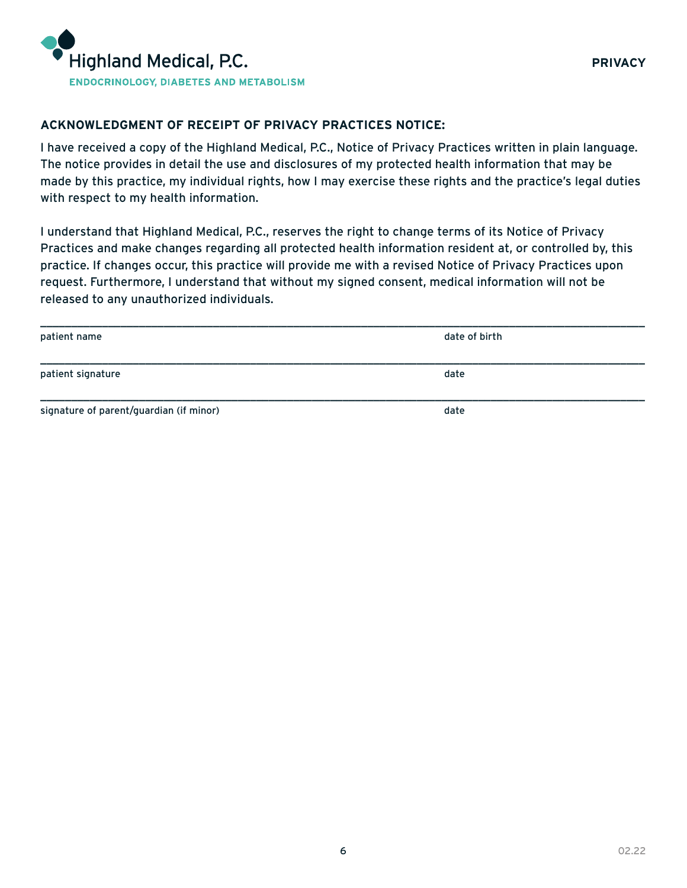Highland Medical, P.C.

ENDOCRINOLOGY, DIABETES AND METABOLISM

PRIVACY

## ACKNOWLEDGMENT OF RECEIPT OF PRIVACY PRACTICES NOTICE:

I have received a copy of the Highland Medical, P.C., Notice of Privacy Practices written in plain language. The notice provides in detail the use and disclosures of my protected health information that may be made by this practice, my individual rights, how I may exercise these rights and the practice's legal duties with respect to my health information.

I understand that Highland Medical, P.C., reserves the right to change terms of its Notice of Privacy Practices and make changes regarding all protected health information resident at, or controlled by, this practice. If changes occur, this practice will provide me with a revised Notice of Privacy Practices upon request. Furthermore, I understand that without my signed consent, medical information will not be released to any unauthorized individuals.

_______________________________________________________________________________

patient name                                                                                     date of birth

_______________________________________________________________________________

patient signature                                                                                date

_______________________________________________________________________________

signature of parent/guardian (if minor)                                                date

02.22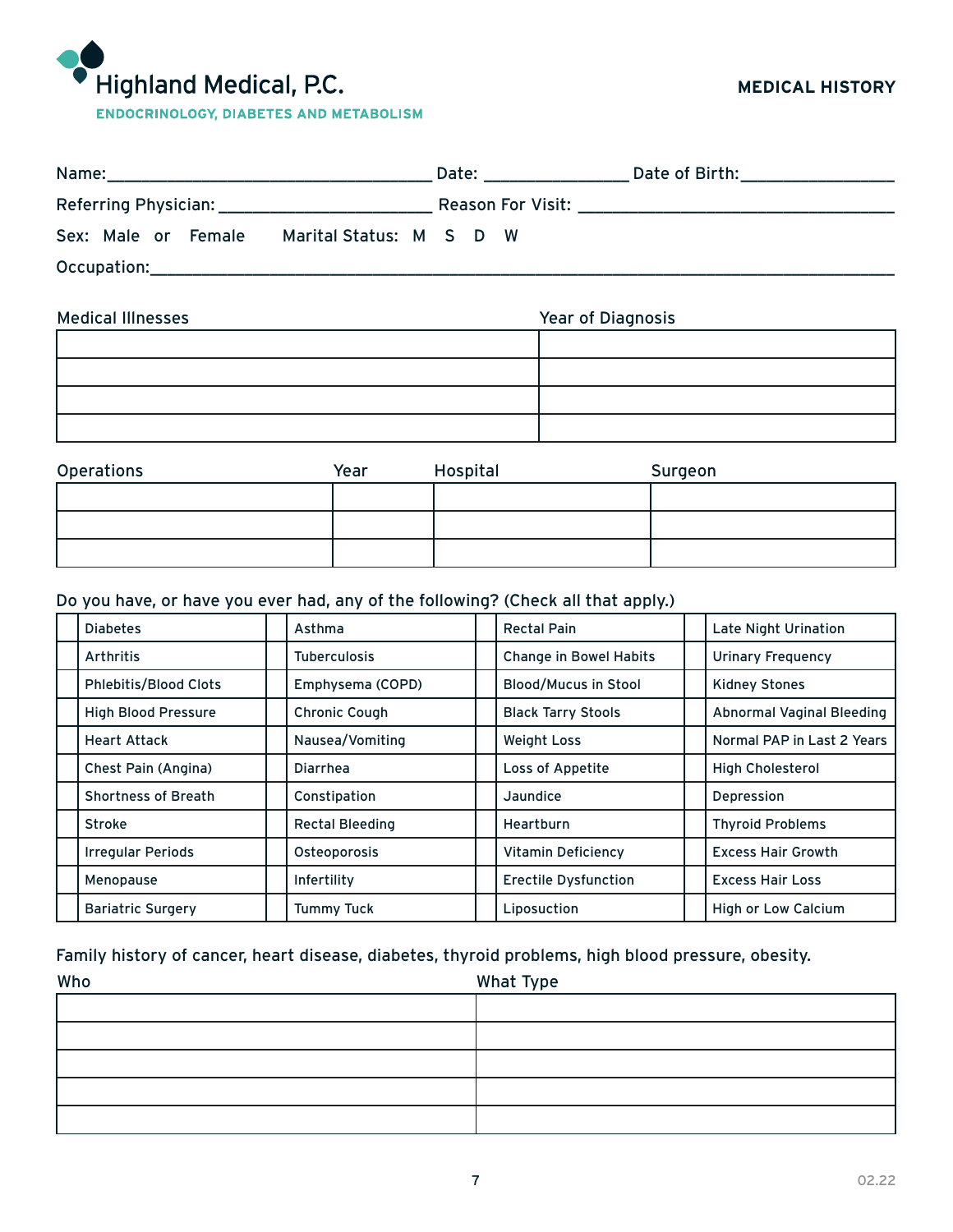# Highland Medical, P.C.

**ENDOCRINOLOGY, DIABETES AND METABOLISM**

## MEDICAL HISTORY

Name:________________________________ Date: ______________ Date of Birth:_______________

Referring Physician: _____________________ Reason For Visit: _______________________________

Sex: Male or Female    Marital Status: M S D W

Occupation:___________________________________________________________________________

| Medical Illnesses | Year of Diagnosis |
|---|---|
| | |
| | |
| | |
| | |

| Operations | Year | Hospital | Surgeon |
|---|---|---|---|
| | | | |
| | | | |
| | | | |

Do you have, or have you ever had, any of the following? (Check all that apply.)

| | | | | | | | |
|---|---|---|---|---|---|---|---|
| | Diabetes | | Asthma | | Rectal Pain | | Late Night Urination |
| | Arthritis | | Tuberculosis | | Change in Bowel Habits | | Urinary Frequency |
| | Phlebitis/Blood Clots | | Emphysema (COPD) | | Blood/Mucus in Stool | | Kidney Stones |
| | High Blood Pressure | | Chronic Cough | | Black Tarry Stools | | Abnormal Vaginal Bleeding |
| | Heart Attack | | Nausea/Vomiting | | Weight Loss | | Normal PAP in Last 2 Years |
| | Chest Pain (Angina) | | Diarrhea | | Loss of Appetite | | High Cholesterol |
| | Shortness of Breath | | Constipation | | Jaundice | | Depression |
| | Stroke | | Rectal Bleeding | | Heartburn | | Thyroid Problems |
| | Irregular Periods | | Osteoporosis | | Vitamin Deficiency | | Excess Hair Growth |
| | Menopause | | Infertility | | Erectile Dysfunction | | Excess Hair Loss |
| | Bariatric Surgery | | Tummy Tuck | | Liposuction | | High or Low Calcium |

Family history of cancer, heart disease, diabetes, thyroid problems, high blood pressure, obesity.

| Who | What Type |
|---|---|
| | |
| | |
| | |
| | |
| | |

02.22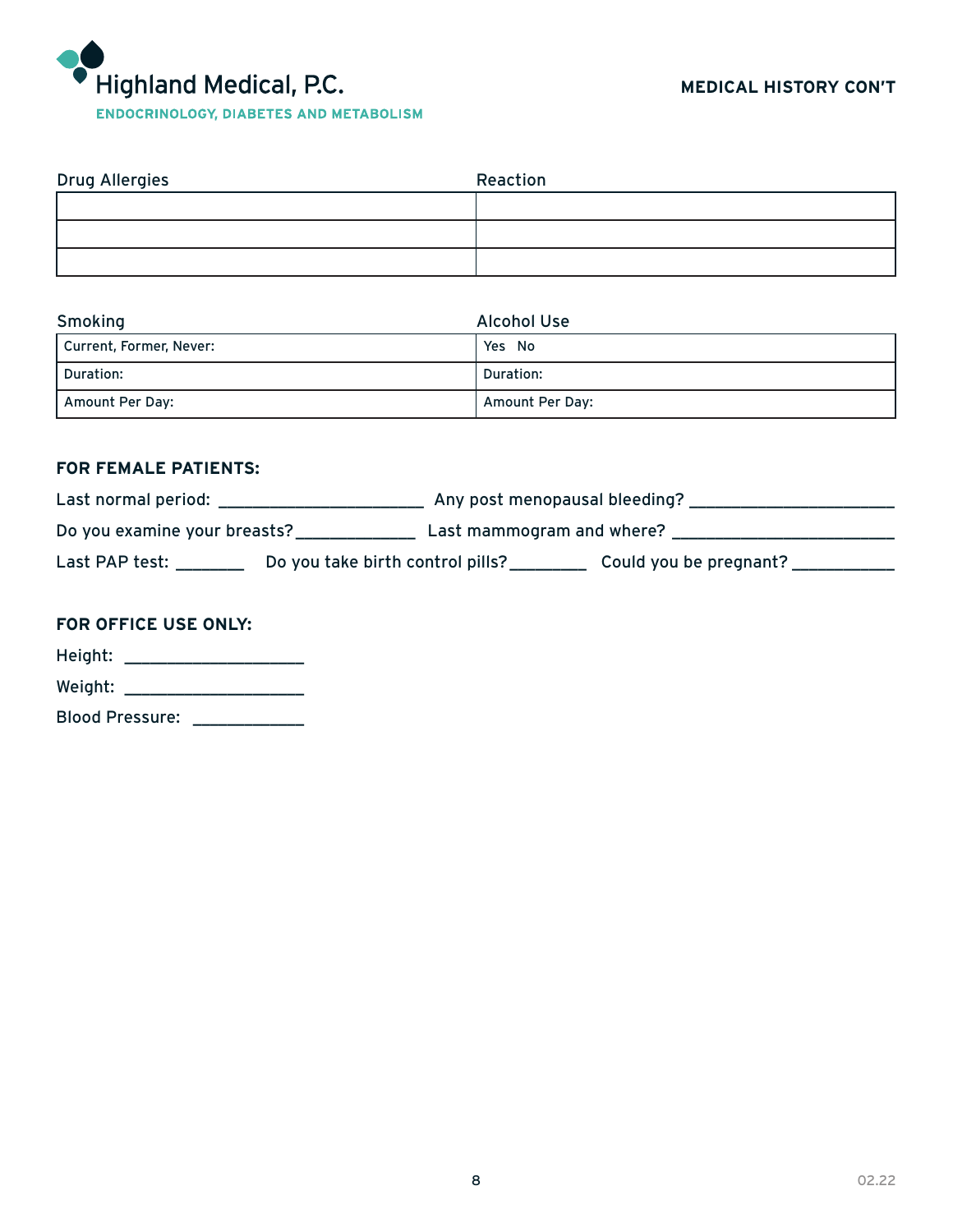# Highland Medical, P.C.

ENDOCRINOLOGY, DIABETES AND METABOLISM

## MEDICAL HISTORY CON'T

| Drug Allergies | Reaction |
| --- | --- |
| | |
| | |
| | |

| Smoking | Alcohol Use |
| --- | --- |
| Current, Former, Never: | Yes No |
| Duration: | Duration: |
| Amount Per Day: | Amount Per Day: |

**FOR FEMALE PATIENTS:**

Last normal period: ______________________ Any post menopausal bleeding? ______________________

Do you examine your breasts? _____________ Last mammogram and where? ________________________

Last PAP test: _______ Do you take birth control pills? ________ Could you be pregnant? ___________

**FOR OFFICE USE ONLY:**

Height: ___________________

Weight: ___________________

Blood Pressure: ____________

02.22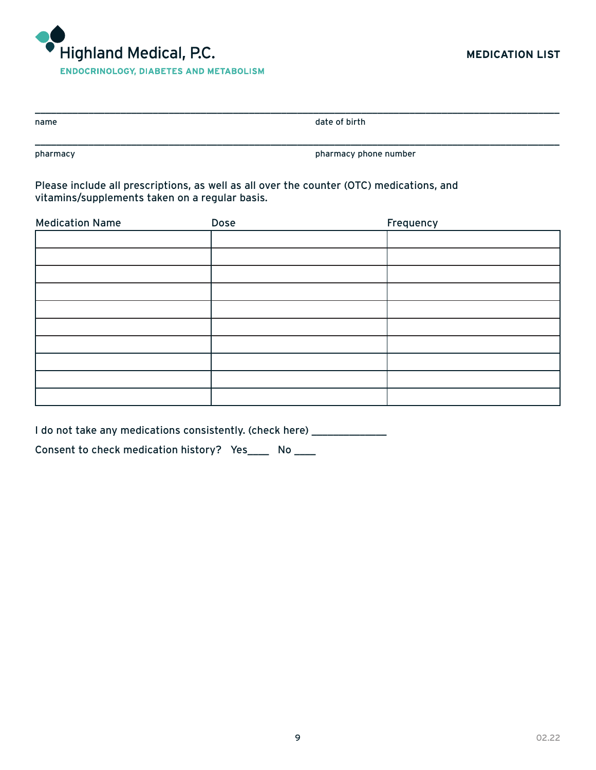# Highland Medical, P.C.

**ENDOCRINOLOGY, DIABETES AND METABOLISM**

## MEDICATION LIST

______________________________________________________________________

name | date of birth

______________________________________________________________________

pharmacy | pharmacy phone number

Please include all prescriptions, as well as all over the counter (OTC) medications, and vitamins/supplements taken on a regular basis.

| Medication Name | Dose | Frequency |
|---|---|---|
| | | |
| | | |
| | | |
| | | |
| | | |
| | | |
| | | |
| | | |
| | | |
| | | |

I do not take any medications consistently. (check here) _____________

Consent to check medication history? Yes____ No ____

02.22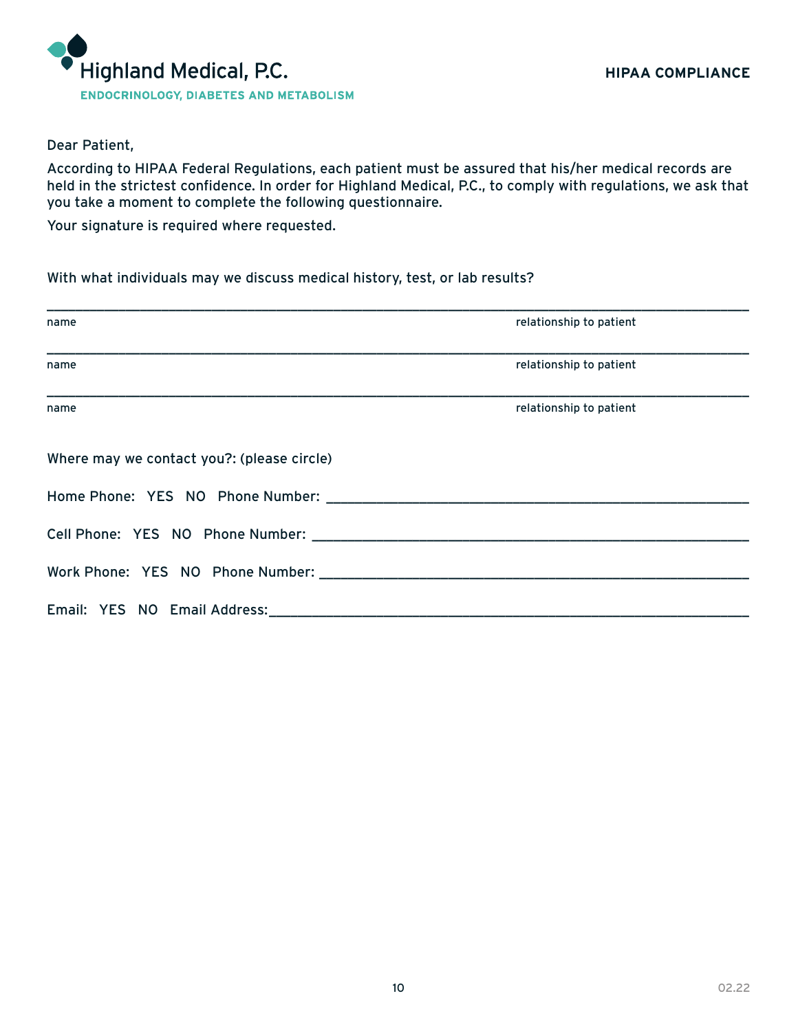# Highland Medical, P.C.

**ENDOCRINOLOGY, DIABETES AND METABOLISM**

**HIPAA COMPLIANCE**

Dear Patient,

According to HIPAA Federal Regulations, each patient must be assured that his/her medical records are held in the strictest confidence. In order for Highland Medical, P.C., to comply with regulations, we ask that you take a moment to complete the following questionnaire.

Your signature is required where requested.

With what individuals may we discuss medical history, test, or lab results?

| name | relationship to patient |
|---|---|
| | |
| | |
| | |

Where may we contact you?: (please circle)

Home Phone: YES NO Phone Number: ____________________

Cell Phone: YES NO Phone Number: ____________________

Work Phone: YES NO Phone Number: ____________________

Email: YES NO Email Address: ____________________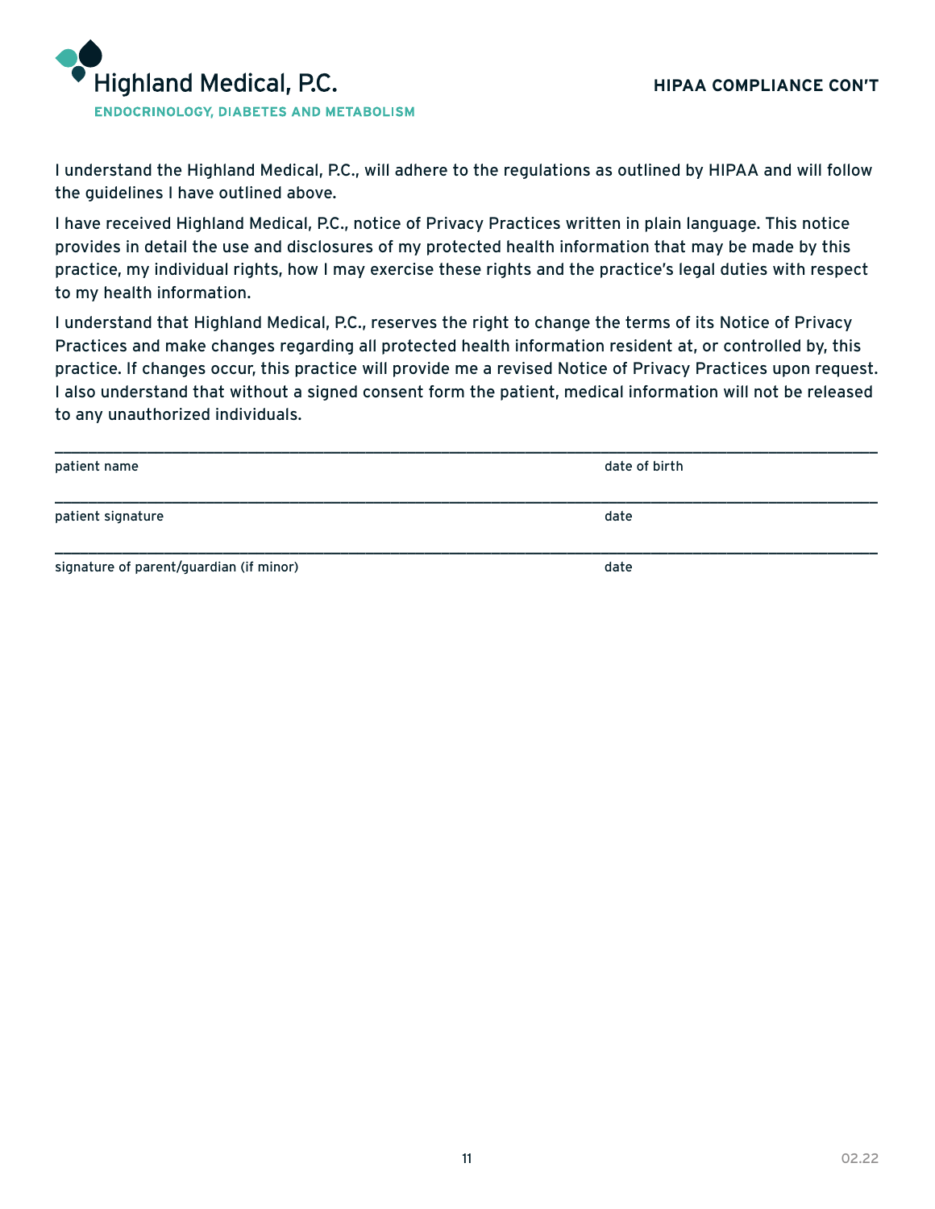Highland Medical, P.C.

ENDOCRINOLOGY, DIABETES AND METABOLISM

## HIPAA COMPLIANCE CON'T

I understand the Highland Medical, P.C., will adhere to the regulations as outlined by HIPAA and will follow the guidelines I have outlined above.

I have received Highland Medical, P.C., notice of Privacy Practices written in plain language. This notice provides in detail the use and disclosures of my protected health information that may be made by this practice, my individual rights, how I may exercise these rights and the practice's legal duties with respect to my health information.

I understand that Highland Medical, P.C., reserves the right to change the terms of its Notice of Privacy Practices and make changes regarding all protected health information resident at, or controlled by, this practice. If changes occur, this practice will provide me a revised Notice of Privacy Practices upon request. I also understand that without a signed consent form the patient, medical information will not be released to any unauthorized individuals.

\_\_\_\_\_\_\_\_\_\_\_\_\_\_\_\_\_\_\_\_\_\_\_\_\_\_\_\_\_\_\_\_\_\_\_\_\_\_\_\_\_\_\_\_\_\_\_\_\_\_\_\_\_\_\_\_\_\_\_\_\_\_\_\_

patient name                                                                 date of birth

\_\_\_\_\_\_\_\_\_\_\_\_\_\_\_\_\_\_\_\_\_\_\_\_\_\_\_\_\_\_\_\_\_\_\_\_\_\_\_\_\_\_\_\_\_\_\_\_\_\_\_\_\_\_\_\_\_\_\_\_\_\_\_\_

patient signature                                                            date

\_\_\_\_\_\_\_\_\_\_\_\_\_\_\_\_\_\_\_\_\_\_\_\_\_\_\_\_\_\_\_\_\_\_\_\_\_\_\_\_\_\_\_\_\_\_\_\_\_\_\_\_\_\_\_\_\_\_\_\_\_\_\_\_

signature of parent/guardian (if minor)                                       date

02.22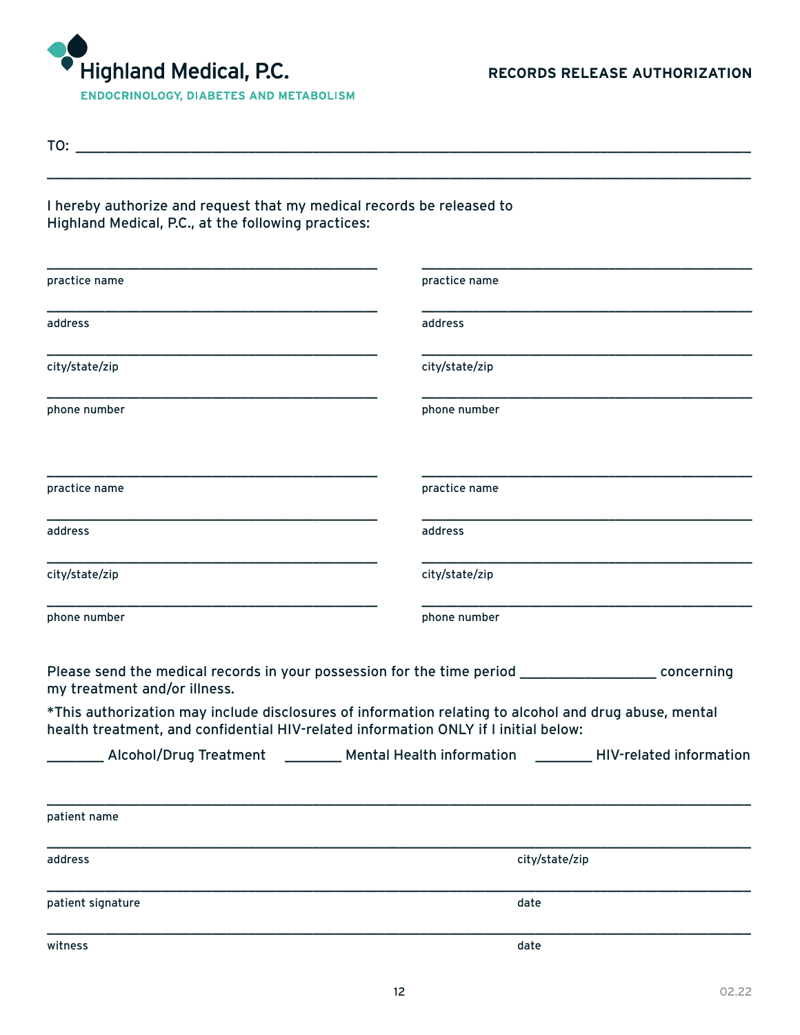Highland Medical, P.C.

ENDOCRINOLOGY, DIABETES AND METABOLISM

## RECORDS RELEASE AUTHORIZATION

TO: ______________________________________________________________________________

______________________________________________________________________________

I hereby authorize and request that my medical records be released to Highland Medical, P.C., at the following practices:

______________________________________
practice name

______________________________________
address

______________________________________
city/state/zip

______________________________________
phone number

______________________________________
practice name

______________________________________
address

______________________________________
city/state/zip

______________________________________
phone number

______________________________________
practice name

______________________________________
address

______________________________________
city/state/zip

______________________________________
phone number

______________________________________
practice name

______________________________________
address

______________________________________
city/state/zip

______________________________________
phone number

Please send the medical records in your possession for the time period _______________ concerning my treatment and/or illness.

*This authorization may include disclosures of information relating to alcohol and drug abuse, mental health treatment, and confidential HIV-related information ONLY if I initial below:

_______ Alcohol/Drug Treatment _______ Mental Health information _______ HIV-related information

______________________________________________________________________________
patient name

______________________________________________________________________________
address city/state/zip

______________________________________________________________________________
patient signature date

______________________________________________________________________________
witness date

02.22